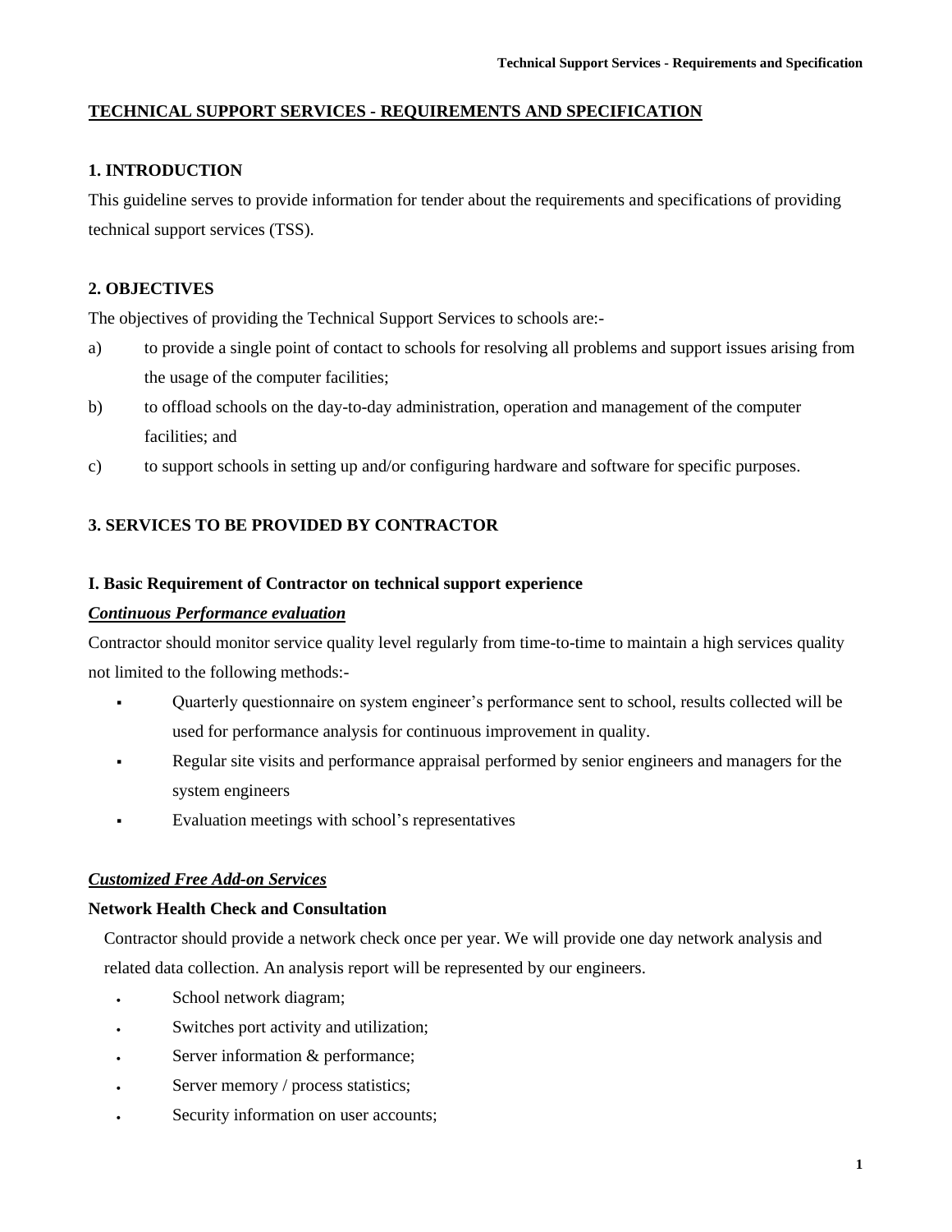# TECHNICAL SUPPORT SERVICES - REQUIREMENTS AND SPECIFICATION

## 1. INTRODUCTION

This guideline serves to provide information for tender about the requirements and specifications of providing technical support services (TSS).

## 2. OBJECTIVES

The objectives of providing the Technical Support Services to schools are:-

a) to provide a single point of contact to schools for resolving all problems and support issues arising from the usage of the computer facilities;

b) to offload schools on the day-to-day administration, operation and management of the computer facilities; and

c) to support schools in setting up and/or configuring hardware and software for specific purposes.

## 3. SERVICES TO BE PROVIDED BY CONTRACTOR

### I. Basic Requirement of Contractor on technical support experience

***Continuous Performance evaluation***

Contractor should monitor service quality level regularly from time-to-time to maintain a high services quality not limited to the following methods:-

- Quarterly questionnaire on system engineer's performance sent to school, results collected will be used for performance analysis for continuous improvement in quality.
- Regular site visits and performance appraisal performed by senior engineers and managers for the system engineers
- Evaluation meetings with school's representatives

***Customized Free Add-on Services***

**Network Health Check and Consultation**

Contractor should provide a network check once per year. We will provide one day network analysis and related data collection. An analysis report will be represented by our engineers.

- School network diagram;
- Switches port activity and utilization;
- Server information & performance;
- Server memory / process statistics;
- Security information on user accounts;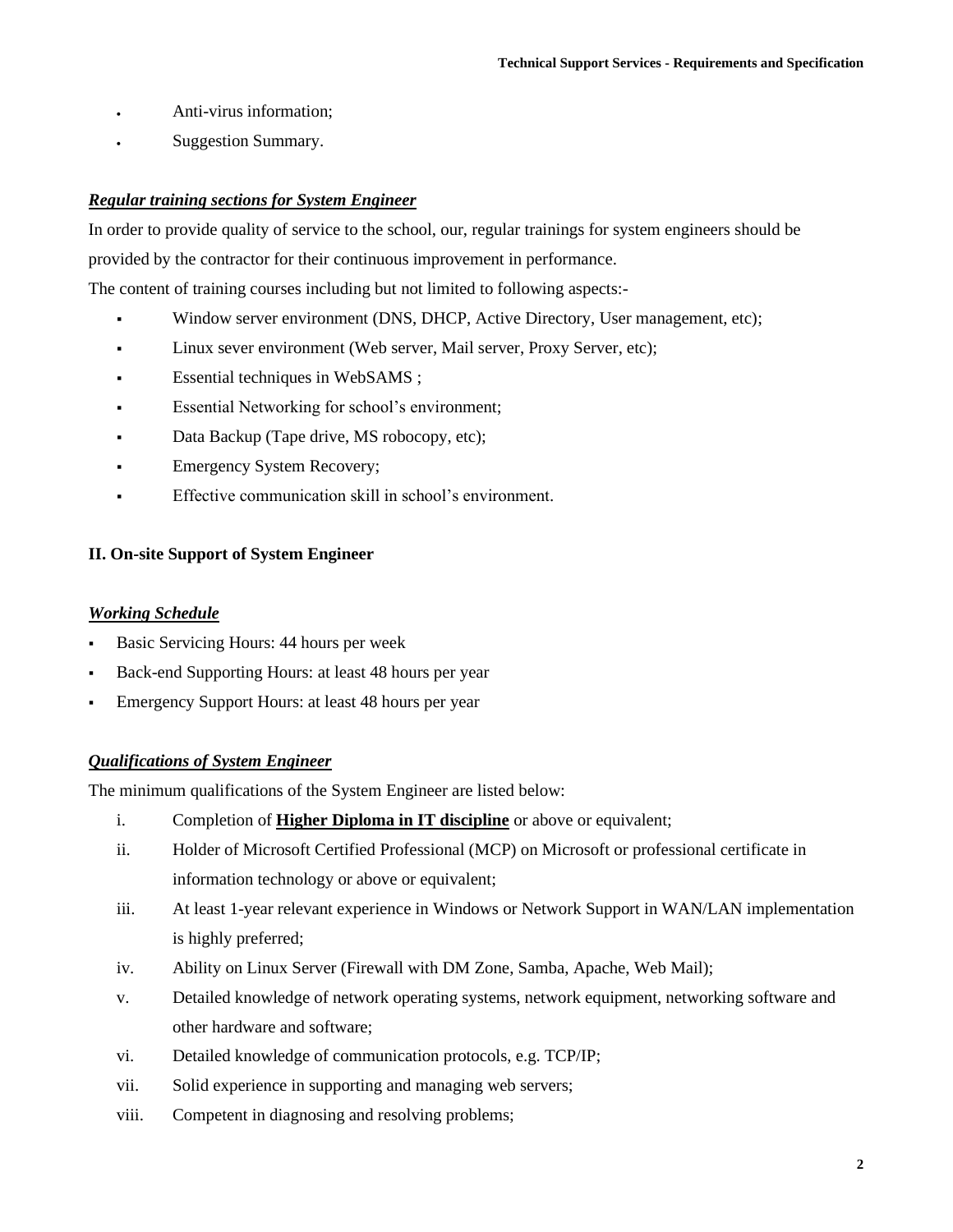- Anti-virus information;
- Suggestion Summary.

***<u>Regular training sections for System Engineer</u>***

In order to provide quality of service to the school, our, regular trainings for system engineers should be provided by the contractor for their continuous improvement in performance.

The content of training courses including but not limited to following aspects:-

- Window server environment (DNS, DHCP, Active Directory, User management, etc);
- Linux sever environment (Web server, Mail server, Proxy Server, etc);
- Essential techniques in WebSAMS ;
- Essential Networking for school's environment;
- Data Backup (Tape drive, MS robocopy, etc);
- Emergency System Recovery;
- Effective communication skill in school's environment.

## II. On-site Support of System Engineer

***<u>Working Schedule</u>***

- Basic Servicing Hours: 44 hours per week
- Back-end Supporting Hours: at least 48 hours per year
- Emergency Support Hours: at least 48 hours per year

***<u>Qualifications of System Engineer</u>***

The minimum qualifications of the System Engineer are listed below:

i. Completion of **<u>Higher Diploma in IT discipline</u>** or above or equivalent;

ii. Holder of Microsoft Certified Professional (MCP) on Microsoft or professional certificate in information technology or above or equivalent;

iii. At least 1-year relevant experience in Windows or Network Support in WAN/LAN implementation is highly preferred;

iv. Ability on Linux Server (Firewall with DM Zone, Samba, Apache, Web Mail);

v. Detailed knowledge of network operating systems, network equipment, networking software and other hardware and software;

vi. Detailed knowledge of communication protocols, e.g. TCP/IP;

vii. Solid experience in supporting and managing web servers;

viii. Competent in diagnosing and resolving problems;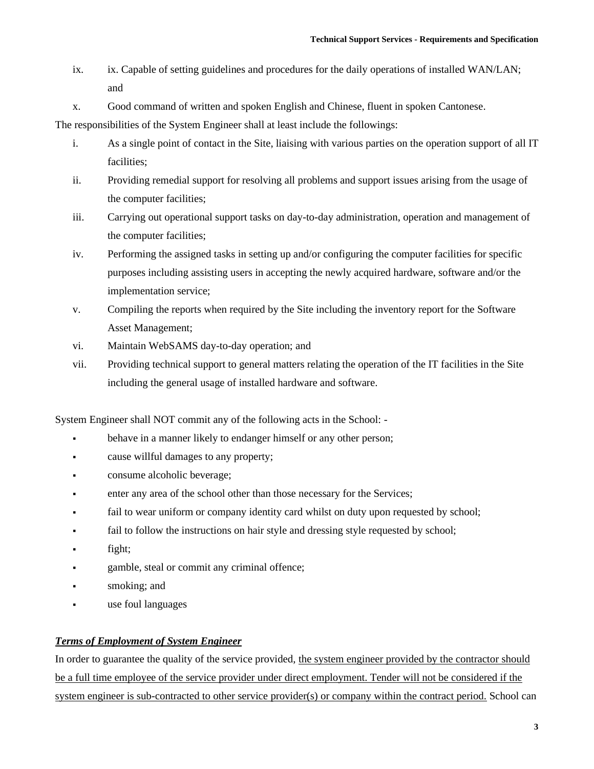ix. ix. Capable of setting guidelines and procedures for the daily operations of installed WAN/LAN; and

x. Good command of written and spoken English and Chinese, fluent in spoken Cantonese.

The responsibilities of the System Engineer shall at least include the followings:

i. As a single point of contact in the Site, liaising with various parties on the operation support of all IT facilities;

ii. Providing remedial support for resolving all problems and support issues arising from the usage of the computer facilities;

iii. Carrying out operational support tasks on day-to-day administration, operation and management of the computer facilities;

iv. Performing the assigned tasks in setting up and/or configuring the computer facilities for specific purposes including assisting users in accepting the newly acquired hardware, software and/or the implementation service;

v. Compiling the reports when required by the Site including the inventory report for the Software Asset Management;

vi. Maintain WebSAMS day-to-day operation; and

vii. Providing technical support to general matters relating the operation of the IT facilities in the Site including the general usage of installed hardware and software.

System Engineer shall NOT commit any of the following acts in the School: -

- behave in a manner likely to endanger himself or any other person;
- cause willful damages to any property;
- consume alcoholic beverage;
- enter any area of the school other than those necessary for the Services;
- fail to wear uniform or company identity card whilst on duty upon requested by school;
- fail to follow the instructions on hair style and dressing style requested by school;
- fight;
- gamble, steal or commit any criminal offence;
- smoking; and
- use foul languages

***Terms of Employment of System Engineer***

In order to guarantee the quality of the service provided, <u>the system engineer provided by the contractor should be a full time employee of the service provider under direct employment. Tender will not be considered if the system engineer is sub-contracted to other service provider(s) or company within the contract period.</u> School can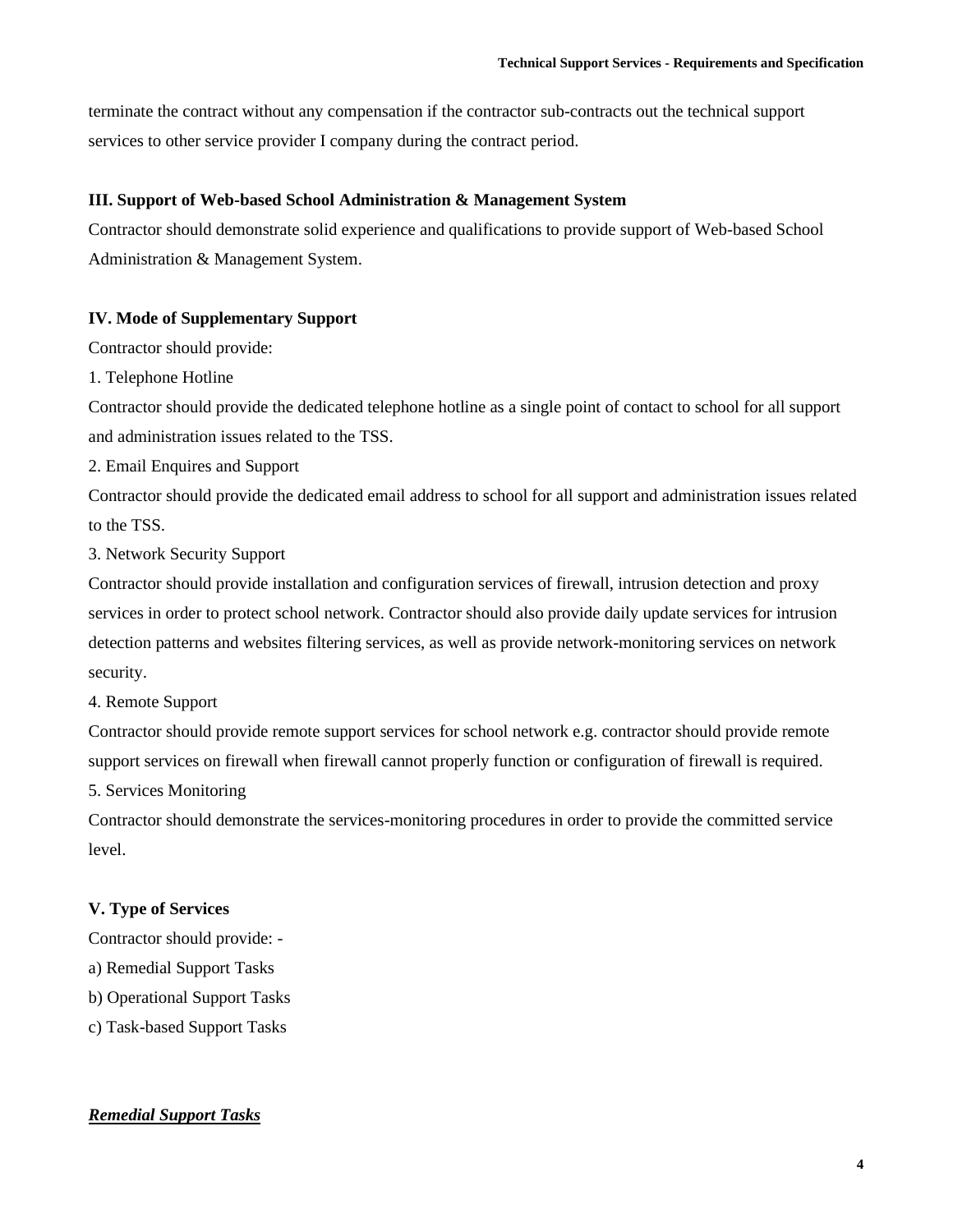terminate the contract without any compensation if the contractor sub-contracts out the technical support services to other service provider I company during the contract period.

**III. Support of Web-based School Administration & Management System**

Contractor should demonstrate solid experience and qualifications to provide support of Web-based School Administration & Management System.

**IV. Mode of Supplementary Support**

Contractor should provide:

1. Telephone Hotline

Contractor should provide the dedicated telephone hotline as a single point of contact to school for all support and administration issues related to the TSS.

2. Email Enquires and Support

Contractor should provide the dedicated email address to school for all support and administration issues related to the TSS.

3. Network Security Support

Contractor should provide installation and configuration services of firewall, intrusion detection and proxy services in order to protect school network. Contractor should also provide daily update services for intrusion detection patterns and websites filtering services, as well as provide network-monitoring services on network security.

4. Remote Support

Contractor should provide remote support services for school network e.g. contractor should provide remote support services on firewall when firewall cannot properly function or configuration of firewall is required.

5. Services Monitoring

Contractor should demonstrate the services-monitoring procedures in order to provide the committed service level.

**V. Type of Services**

Contractor should provide: -

a) Remedial Support Tasks

b) Operational Support Tasks

c) Task-based Support Tasks

***<u>Remedial Support Tasks</u>***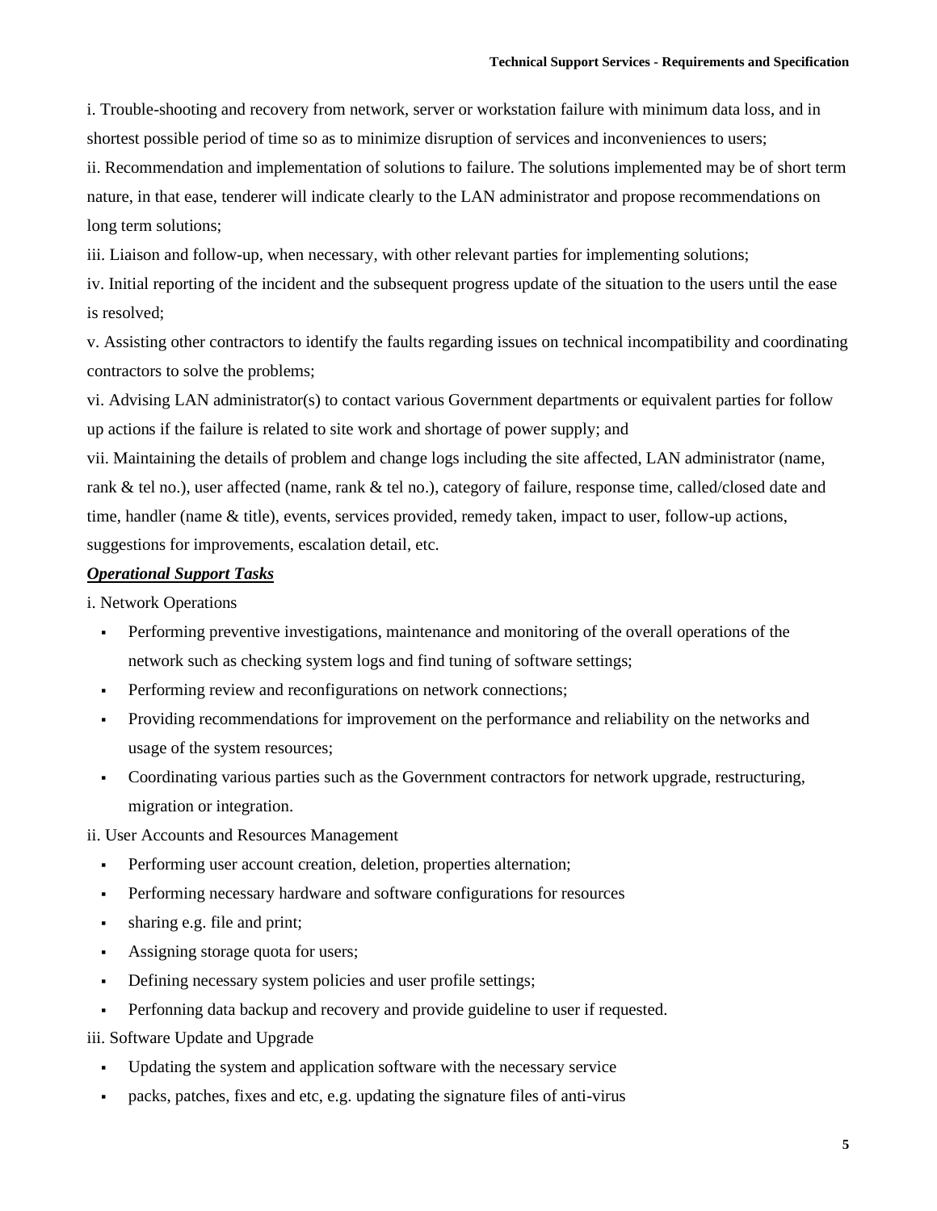i. Trouble-shooting and recovery from network, server or workstation failure with minimum data loss, and in shortest possible period of time so as to minimize disruption of services and inconveniences to users;

ii. Recommendation and implementation of solutions to failure. The solutions implemented may be of short term nature, in that ease, tenderer will indicate clearly to the LAN administrator and propose recommendations on long term solutions;

iii. Liaison and follow-up, when necessary, with other relevant parties for implementing solutions;

iv. Initial reporting of the incident and the subsequent progress update of the situation to the users until the ease is resolved;

v. Assisting other contractors to identify the faults regarding issues on technical incompatibility and coordinating contractors to solve the problems;

vi. Advising LAN administrator(s) to contact various Government departments or equivalent parties for follow up actions if the failure is related to site work and shortage of power supply; and

vii. Maintaining the details of problem and change logs including the site affected, LAN administrator (name, rank & tel no.), user affected (name, rank & tel no.), category of failure, response time, called/closed date and time, handler (name & title), events, services provided, remedy taken, impact to user, follow-up actions, suggestions for improvements, escalation detail, etc.

***Operational Support Tasks***

i. Network Operations

- Performing preventive investigations, maintenance and monitoring of the overall operations of the network such as checking system logs and find tuning of software settings;
- Performing review and reconfigurations on network connections;
- Providing recommendations for improvement on the performance and reliability on the networks and usage of the system resources;
- Coordinating various parties such as the Government contractors for network upgrade, restructuring, migration or integration.

ii. User Accounts and Resources Management

- Performing user account creation, deletion, properties alternation;
- Performing necessary hardware and software configurations for resources
- sharing e.g. file and print;
- Assigning storage quota for users;
- Defining necessary system policies and user profile settings;
- Perfonning data backup and recovery and provide guideline to user if requested.

iii. Software Update and Upgrade

- Updating the system and application software with the necessary service
- packs, patches, fixes and etc, e.g. updating the signature files of anti-virus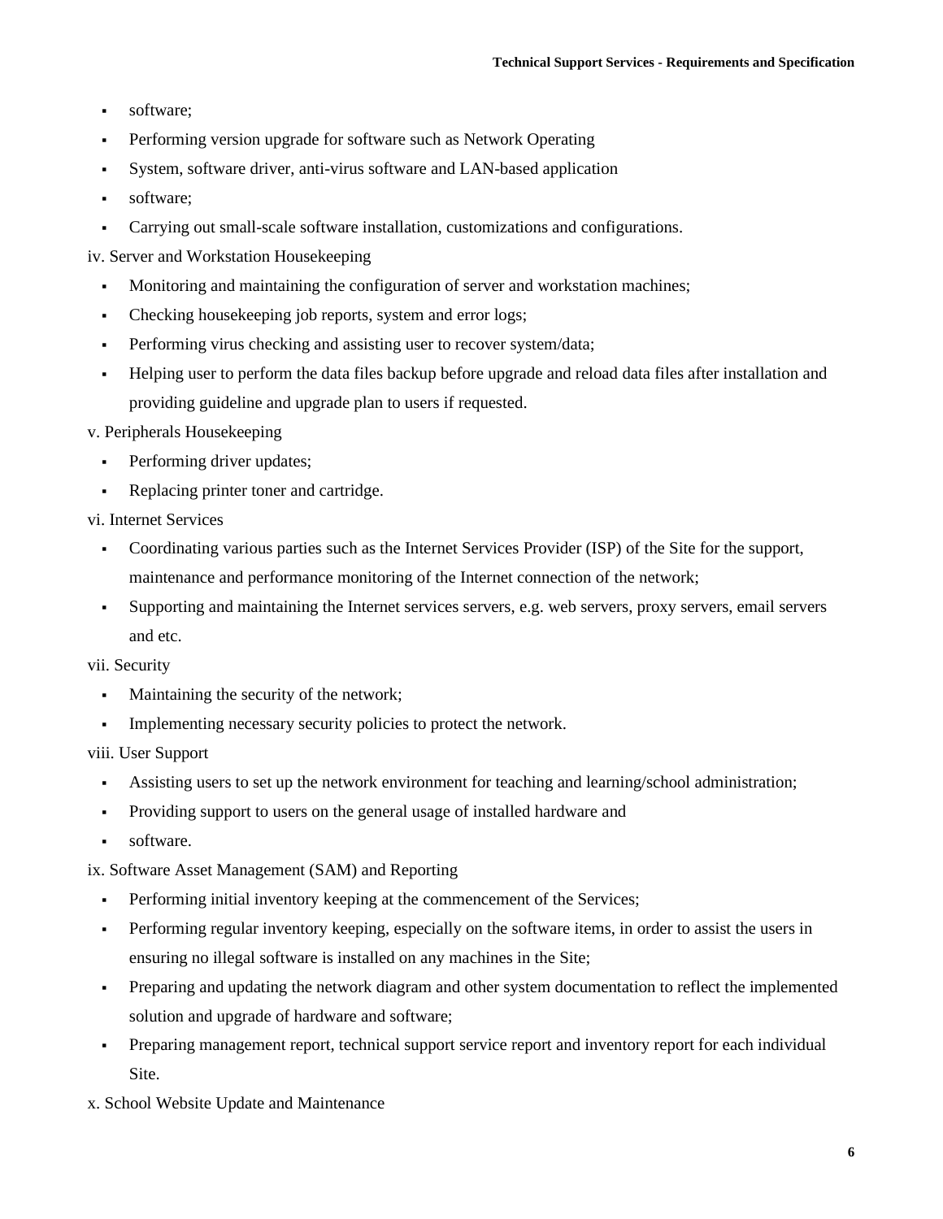- software;
- Performing version upgrade for software such as Network Operating
- System, software driver, anti-virus software and LAN-based application
- software;
- Carrying out small-scale software installation, customizations and configurations.

iv. Server and Workstation Housekeeping

- Monitoring and maintaining the configuration of server and workstation machines;
- Checking housekeeping job reports, system and error logs;
- Performing virus checking and assisting user to recover system/data;
- Helping user to perform the data files backup before upgrade and reload data files after installation and providing guideline and upgrade plan to users if requested.

v. Peripherals Housekeeping

- Performing driver updates;
- Replacing printer toner and cartridge.

vi. Internet Services

- Coordinating various parties such as the Internet Services Provider (ISP) of the Site for the support, maintenance and performance monitoring of the Internet connection of the network;
- Supporting and maintaining the Internet services servers, e.g. web servers, proxy servers, email servers and etc.

vii. Security

- Maintaining the security of the network;
- Implementing necessary security policies to protect the network.

viii. User Support

- Assisting users to set up the network environment for teaching and learning/school administration;
- Providing support to users on the general usage of installed hardware and
- software.

ix. Software Asset Management (SAM) and Reporting

- Performing initial inventory keeping at the commencement of the Services;
- Performing regular inventory keeping, especially on the software items, in order to assist the users in ensuring no illegal software is installed on any machines in the Site;
- Preparing and updating the network diagram and other system documentation to reflect the implemented solution and upgrade of hardware and software;
- Preparing management report, technical support service report and inventory report for each individual Site.

x. School Website Update and Maintenance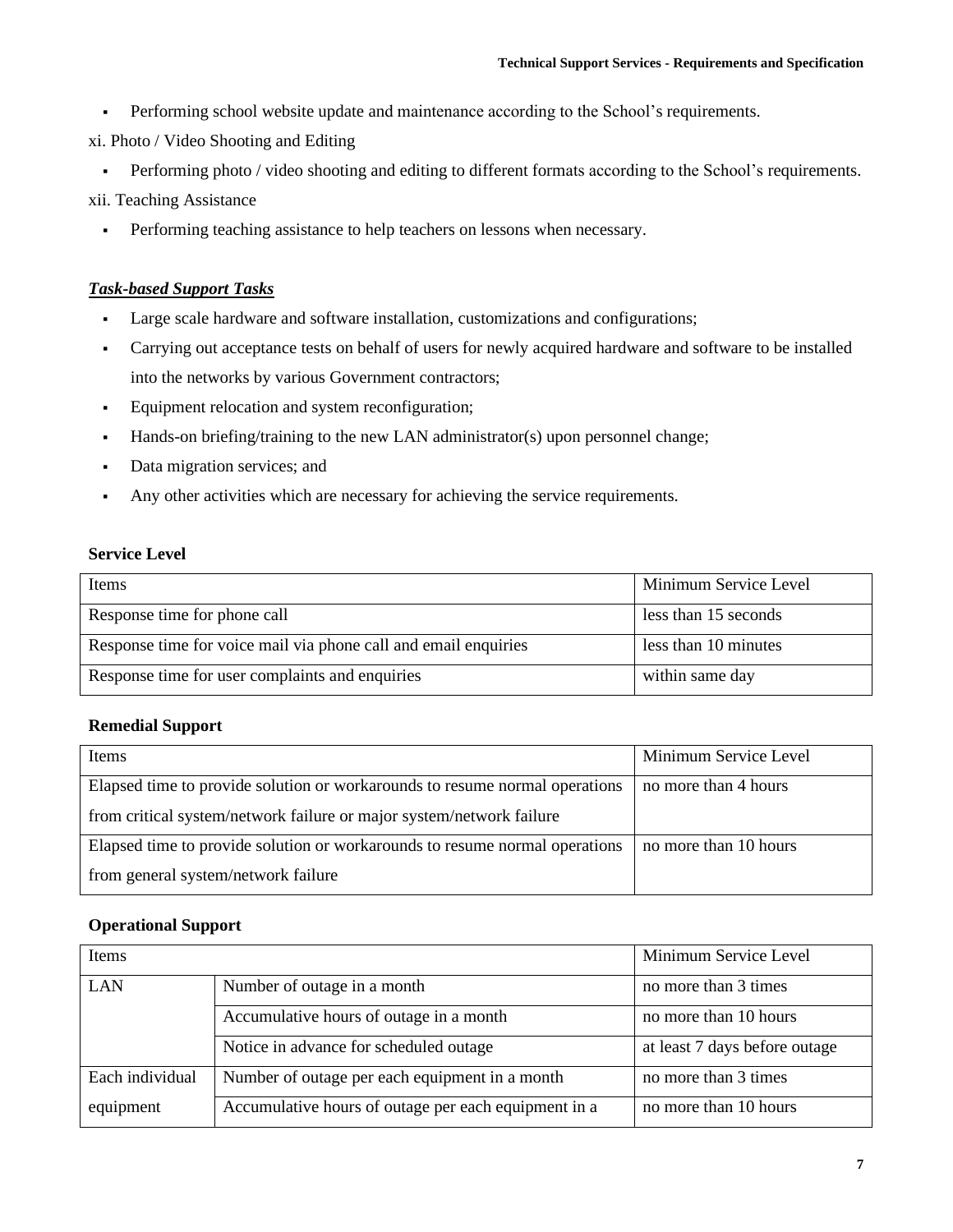- Performing school website update and maintenance according to the School's requirements.

xi. Photo / Video Shooting and Editing

- Performing photo / video shooting and editing to different formats according to the School's requirements.

xii. Teaching Assistance

- Performing teaching assistance to help teachers on lessons when necessary.

***Task-based Support Tasks***

- Large scale hardware and software installation, customizations and configurations;
- Carrying out acceptance tests on behalf of users for newly acquired hardware and software to be installed into the networks by various Government contractors;
- Equipment relocation and system reconfiguration;
- Hands-on briefing/training to the new LAN administrator(s) upon personnel change;
- Data migration services; and
- Any other activities which are necessary for achieving the service requirements.

**Service Level**

| Items | Minimum Service Level |
|---|---|
| Response time for phone call | less than 15 seconds |
| Response time for voice mail via phone call and email enquiries | less than 10 minutes |
| Response time for user complaints and enquiries | within same day |

**Remedial Support**

| Items | Minimum Service Level |
|---|---|
| Elapsed time to provide solution or workarounds to resume normal operations from critical system/network failure or major system/network failure | no more than 4 hours |
| Elapsed time to provide solution or workarounds to resume normal operations from general system/network failure | no more than 10 hours |

**Operational Support**

| Items | | Minimum Service Level |
|---|---|---|
| LAN | Number of outage in a month | no more than 3 times |
| | Accumulative hours of outage in a month | no more than 10 hours |
| | Notice in advance for scheduled outage | at least 7 days before outage |
| Each individual equipment | Number of outage per each equipment in a month | no more than 3 times |
| | Accumulative hours of outage per each equipment in a | no more than 10 hours |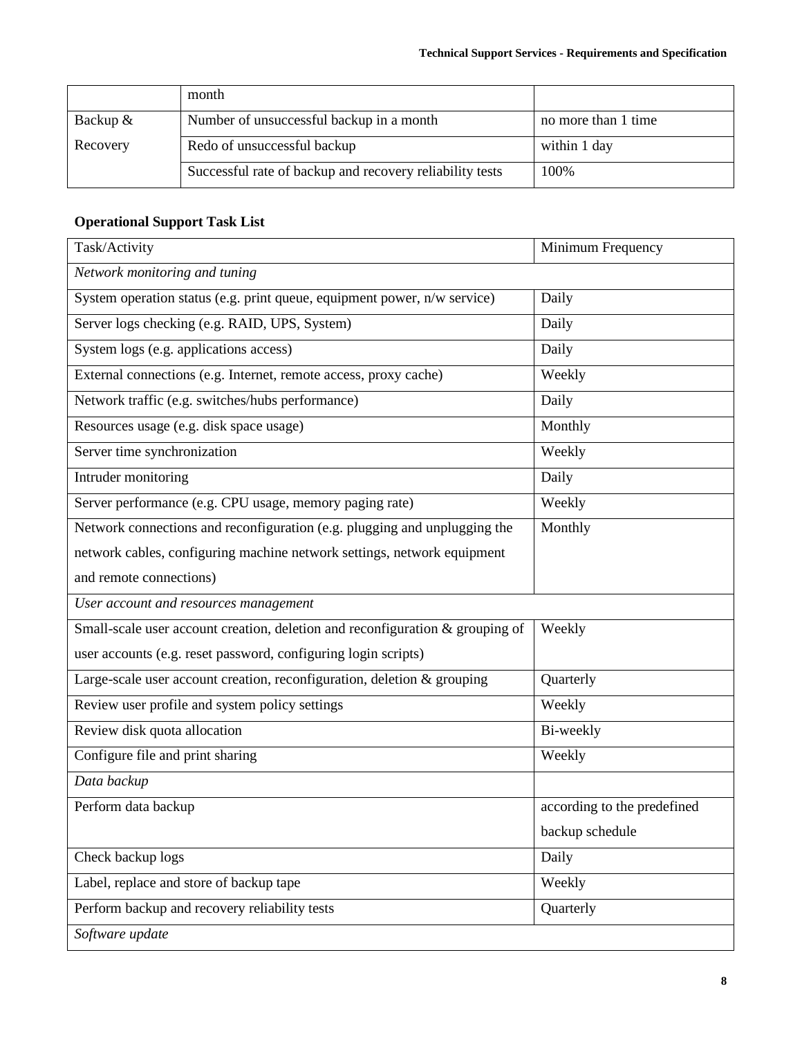| | month | |
|---|---|---|
| Backup & Recovery | Number of unsuccessful backup in a month | no more than 1 time |
| | Redo of unsuccessful backup | within 1 day |
| | Successful rate of backup and recovery reliability tests | 100% |

**Operational Support Task List**

| Task/Activity | Minimum Frequency |
|---|---|
| *Network monitoring and tuning* | |
| System operation status (e.g. print queue, equipment power, n/w service) | Daily |
| Server logs checking (e.g. RAID, UPS, System) | Daily |
| System logs (e.g. applications access) | Daily |
| External connections (e.g. Internet, remote access, proxy cache) | Weekly |
| Network traffic (e.g. switches/hubs performance) | Daily |
| Resources usage (e.g. disk space usage) | Monthly |
| Server time synchronization | Weekly |
| Intruder monitoring | Daily |
| Server performance (e.g. CPU usage, memory paging rate) | Weekly |
| Network connections and reconfiguration (e.g. plugging and unplugging the network cables, configuring machine network settings, network equipment and remote connections) | Monthly |
| *User account and resources management* | |
| Small-scale user account creation, deletion and reconfiguration & grouping of user accounts (e.g. reset password, configuring login scripts) | Weekly |
| Large-scale user account creation, reconfiguration, deletion & grouping | Quarterly |
| Review user profile and system policy settings | Weekly |
| Review disk quota allocation | Bi-weekly |
| Configure file and print sharing | Weekly |
| *Data backup* | |
| Perform data backup | according to the predefined backup schedule |
| Check backup logs | Daily |
| Label, replace and store of backup tape | Weekly |
| Perform backup and recovery reliability tests | Quarterly |
| *Software update* | |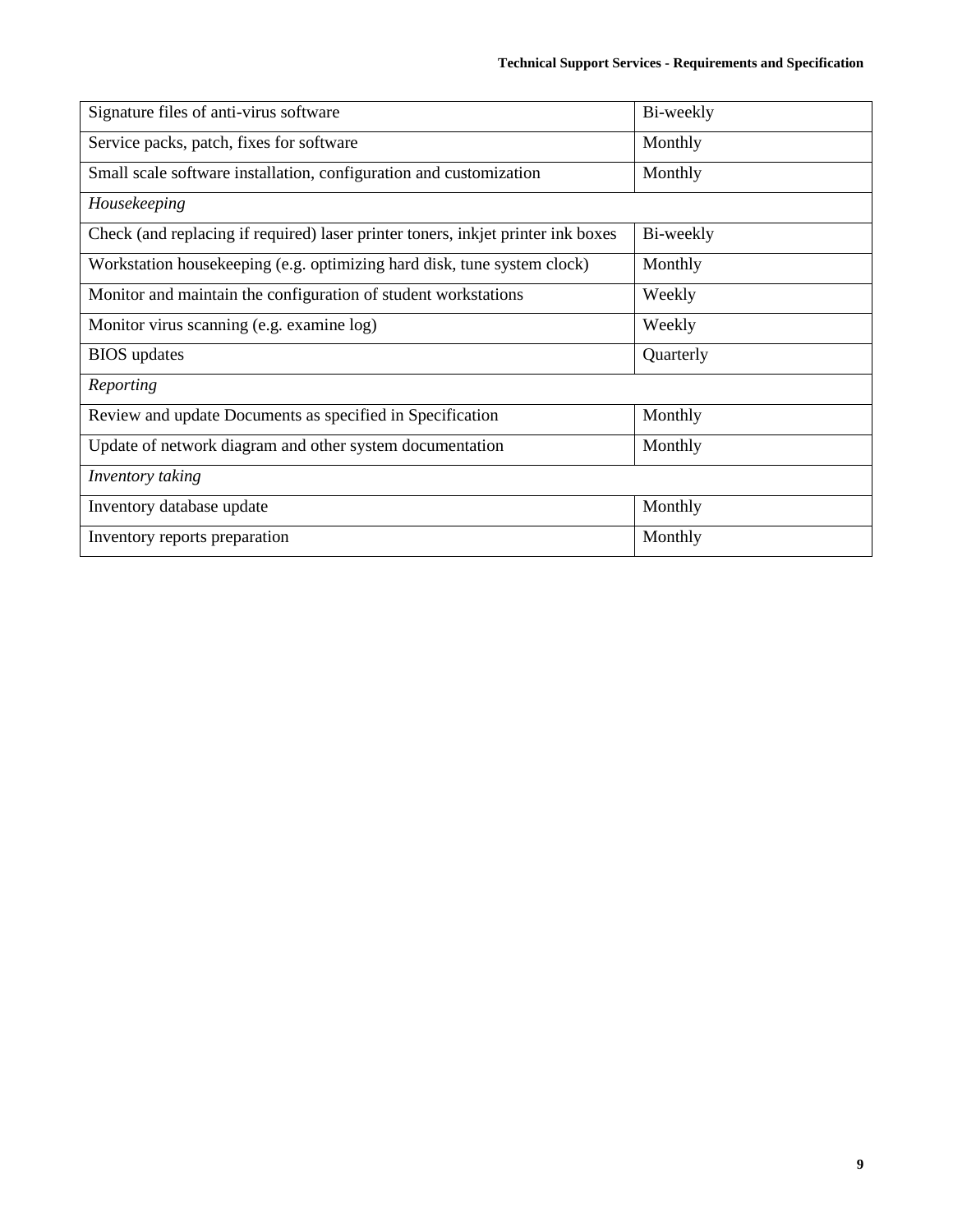| | |
|---|---|
| Signature files of anti-virus software | Bi-weekly |
| Service packs, patch, fixes for software | Monthly |
| Small scale software installation, configuration and customization | Monthly |
| *Housekeeping* | |
| Check (and replacing if required) laser printer toners, inkjet printer ink boxes | Bi-weekly |
| Workstation housekeeping (e.g. optimizing hard disk, tune system clock) | Monthly |
| Monitor and maintain the configuration of student workstations | Weekly |
| Monitor virus scanning (e.g. examine log) | Weekly |
| BIOS updates | Quarterly |
| *Reporting* | |
| Review and update Documents as specified in Specification | Monthly |
| Update of network diagram and other system documentation | Monthly |
| *Inventory taking* | |
| Inventory database update | Monthly |
| Inventory reports preparation | Monthly |